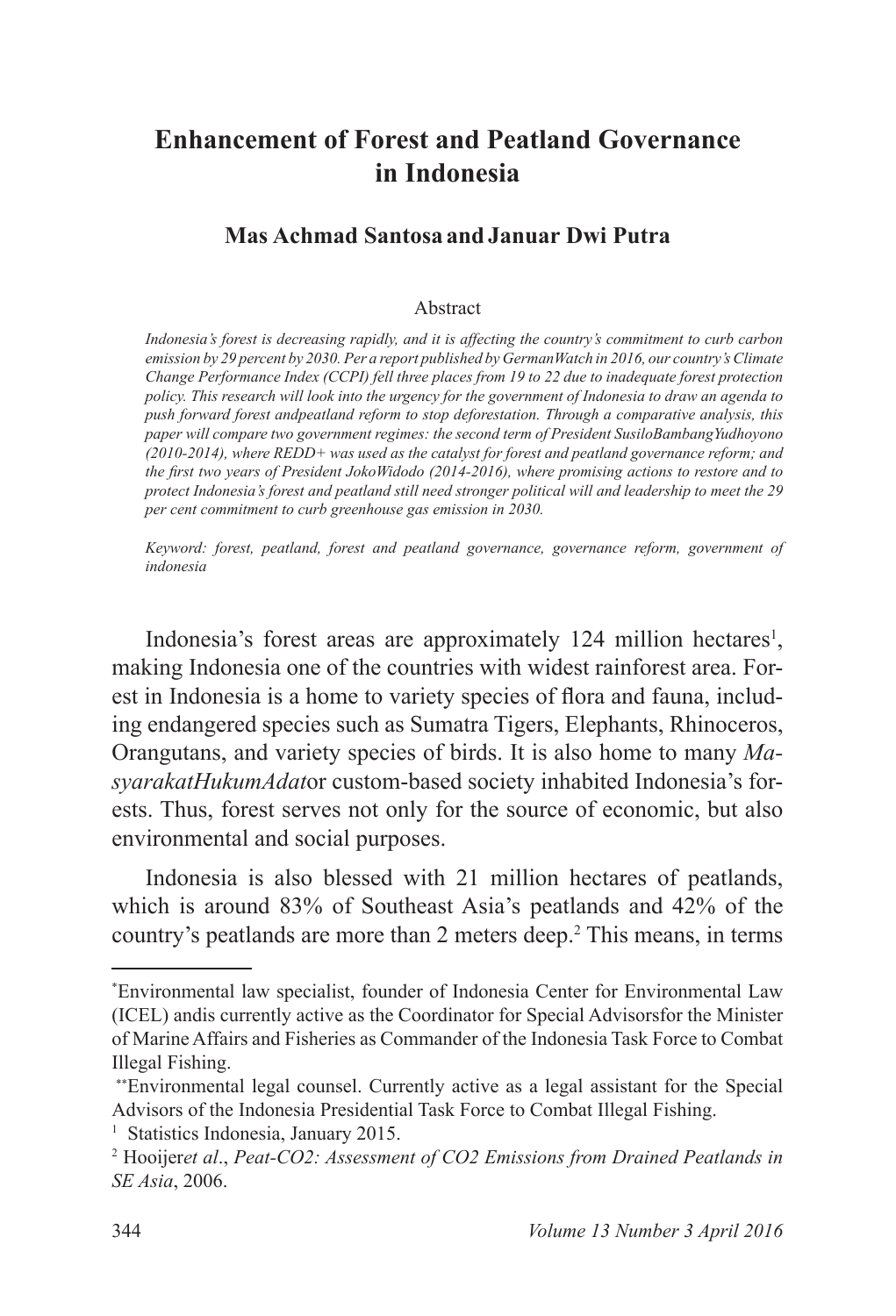# Enhancement of Forest and Peatland Governance in Indonesia

**Mas Achmad Santosa and Januar Dwi Putra**

Abstract

*Indonesia's forest is decreasing rapidly, and it is affecting the country's commitment to curb carbon emission by 29 percent by 2030. Per a report published by GermanWatch in 2016, our country's Climate Change Performance Index (CCPI) fell three places from 19 to 22 due to inadequate forest protection policy. This research will look into the urgency for the government of Indonesia to draw an agenda to push forward forest andpeatland reform to stop deforestation. Through a comparative analysis, this paper will compare two government regimes: the second term of President SusiloBambangYudhoyono (2010-2014), where REDD+ was used as the catalyst for forest and peatland governance reform; and the first two years of President JokoWidodo (2014-2016), where promising actions to restore and to protect Indonesia's forest and peatland still need stronger political will and leadership to meet the 29 per cent commitment to curb greenhouse gas emission in 2030.*

*Keyword: forest, peatland, forest and peatland governance, governance reform, government of indonesia*

Indonesia's forest areas are approximately 124 million hectares[1], making Indonesia one of the countries with widest rainforest area. Forest in Indonesia is a home to variety species of flora and fauna, including endangered species such as Sumatra Tigers, Elephants, Rhinoceros, Orangutans, and variety species of birds. It is also home to many *MasyarakatHukumAdat*or custom-based society inhabited Indonesia's forests. Thus, forest serves not only for the source of economic, but also environmental and social purposes.

Indonesia is also blessed with 21 million hectares of peatlands, which is around 83% of Southeast Asia's peatlands and 42% of the country's peatlands are more than 2 meters deep.[2] This means, in terms

---

[*] Environmental law specialist, founder of Indonesia Center for Environmental Law (ICEL) andis currently active as the Coordinator for Special Advisorsfor the Minister of Marine Affairs and Fisheries as Commander of the Indonesia Task Force to Combat Illegal Fishing.

[**] Environmental legal counsel. Currently active as a legal assistant for the Special Advisors of the Indonesia Presidential Task Force to Combat Illegal Fishing.

[1] Statistics Indonesia, January 2015.

[2] Hooijer*et al*., *Peat-CO2: Assessment of CO2 Emissions from Drained Peatlands in SE Asia*, 2006.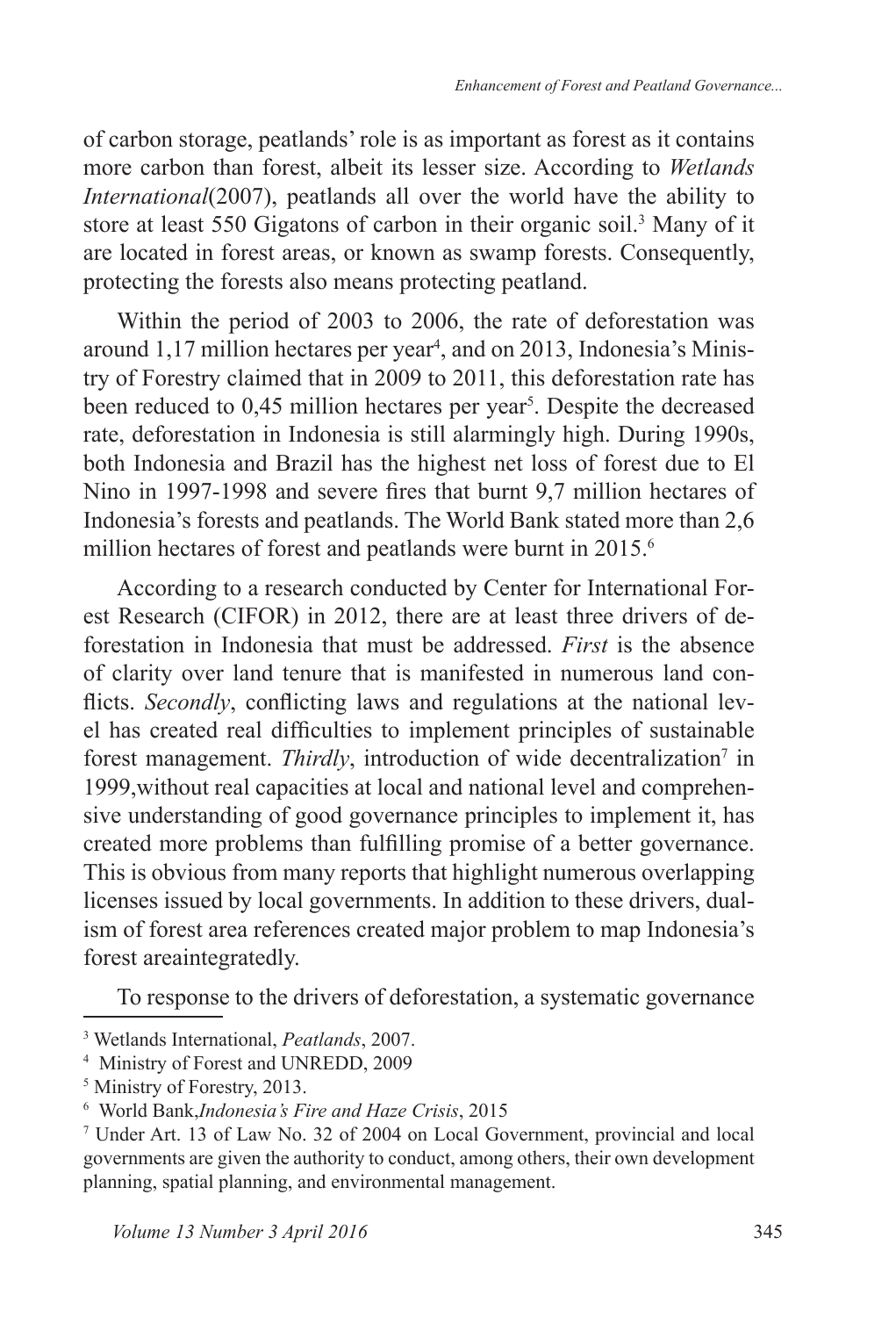of carbon storage, peatlands' role is as important as forest as it contains more carbon than forest, albeit its lesser size. According to *Wetlands International*(2007), peatlands all over the world have the ability to store at least 550 Gigatons of carbon in their organic soil.[3] Many of it are located in forest areas, or known as swamp forests. Consequently, protecting the forests also means protecting peatland.

Within the period of 2003 to 2006, the rate of deforestation was around 1,17 million hectares per year[4], and on 2013, Indonesia's Ministry of Forestry claimed that in 2009 to 2011, this deforestation rate has been reduced to 0,45 million hectares per year[5]. Despite the decreased rate, deforestation in Indonesia is still alarmingly high. During 1990s, both Indonesia and Brazil has the highest net loss of forest due to El Nino in 1997-1998 and severe fires that burnt 9,7 million hectares of Indonesia's forests and peatlands. The World Bank stated more than 2,6 million hectares of forest and peatlands were burnt in 2015.[6]

According to a research conducted by Center for International Forest Research (CIFOR) in 2012, there are at least three drivers of deforestation in Indonesia that must be addressed. *First* is the absence of clarity over land tenure that is manifested in numerous land conflicts. *Secondly*, conflicting laws and regulations at the national level has created real difficulties to implement principles of sustainable forest management. *Thirdly*, introduction of wide decentralization[7] in 1999,without real capacities at local and national level and comprehensive understanding of good governance principles to implement it, has created more problems than fulfilling promise of a better governance. This is obvious from many reports that highlight numerous overlapping licenses issued by local governments. In addition to these drivers, dualism of forest area references created major problem to map Indonesia's forest areaintegratedly.

To response to the drivers of deforestation, a systematic governance

---

[3] Wetlands International, *Peatlands*, 2007.

[4] Ministry of Forest and UNREDD, 2009

[5] Ministry of Forestry, 2013.

[6] World Bank,*Indonesia's Fire and Haze Crisis*, 2015

[7] Under Art. 13 of Law No. 32 of 2004 on Local Government, provincial and local governments are given the authority to conduct, among others, their own development planning, spatial planning, and environmental management.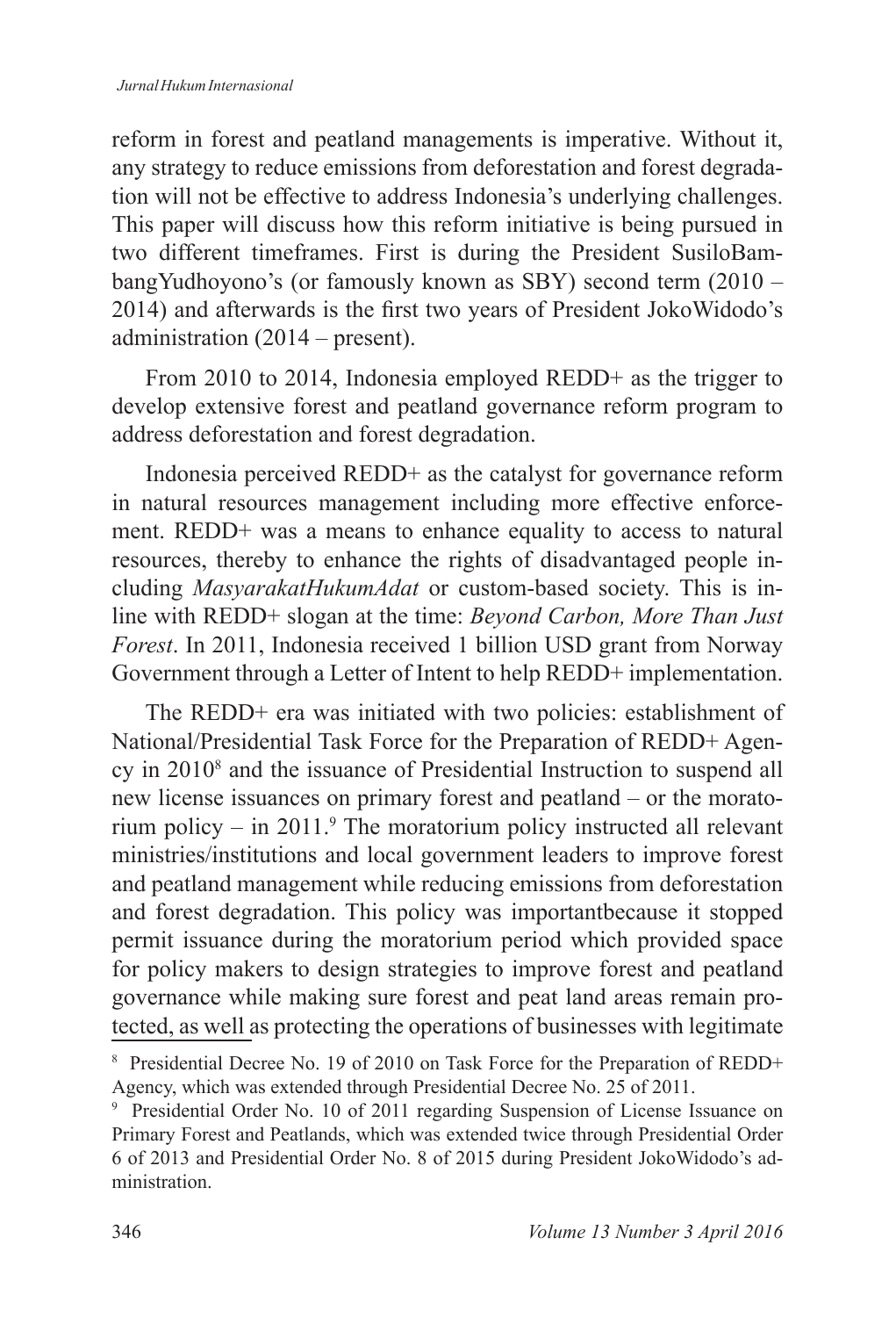reform in forest and peatland managements is imperative. Without it, any strategy to reduce emissions from deforestation and forest degradation will not be effective to address Indonesia's underlying challenges. This paper will discuss how this reform initiative is being pursued in two different timeframes. First is during the President SusiloBambangYudhoyono's (or famously known as SBY) second term (2010 – 2014) and afterwards is the first two years of President JokoWidodo's administration (2014 – present).

From 2010 to 2014, Indonesia employed REDD+ as the trigger to develop extensive forest and peatland governance reform program to address deforestation and forest degradation.

Indonesia perceived REDD+ as the catalyst for governance reform in natural resources management including more effective enforcement. REDD+ was a means to enhance equality to access to natural resources, thereby to enhance the rights of disadvantaged people including *MasyarakatHukumAdat* or custom-based society. This is inline with REDD+ slogan at the time: *Beyond Carbon, More Than Just Forest*. In 2011, Indonesia received 1 billion USD grant from Norway Government through a Letter of Intent to help REDD+ implementation.

The REDD+ era was initiated with two policies: establishment of National/Presidential Task Force for the Preparation of REDD+ Agency in 2010[8] and the issuance of Presidential Instruction to suspend all new license issuances on primary forest and peatland – or the moratorium policy – in 2011.[9] The moratorium policy instructed all relevant ministries/institutions and local government leaders to improve forest and peatland management while reducing emissions from deforestation and forest degradation. This policy was importantbecause it stopped permit issuance during the moratorium period which provided space for policy makers to design strategies to improve forest and peatland governance while making sure forest and peat land areas remain protected, as well as protecting the operations of businesses with legitimate

[8] Presidential Decree No. 19 of 2010 on Task Force for the Preparation of REDD+ Agency, which was extended through Presidential Decree No. 25 of 2011.

[9] Presidential Order No. 10 of 2011 regarding Suspension of License Issuance on Primary Forest and Peatlands, which was extended twice through Presidential Order 6 of 2013 and Presidential Order No. 8 of 2015 during President JokoWidodo's administration.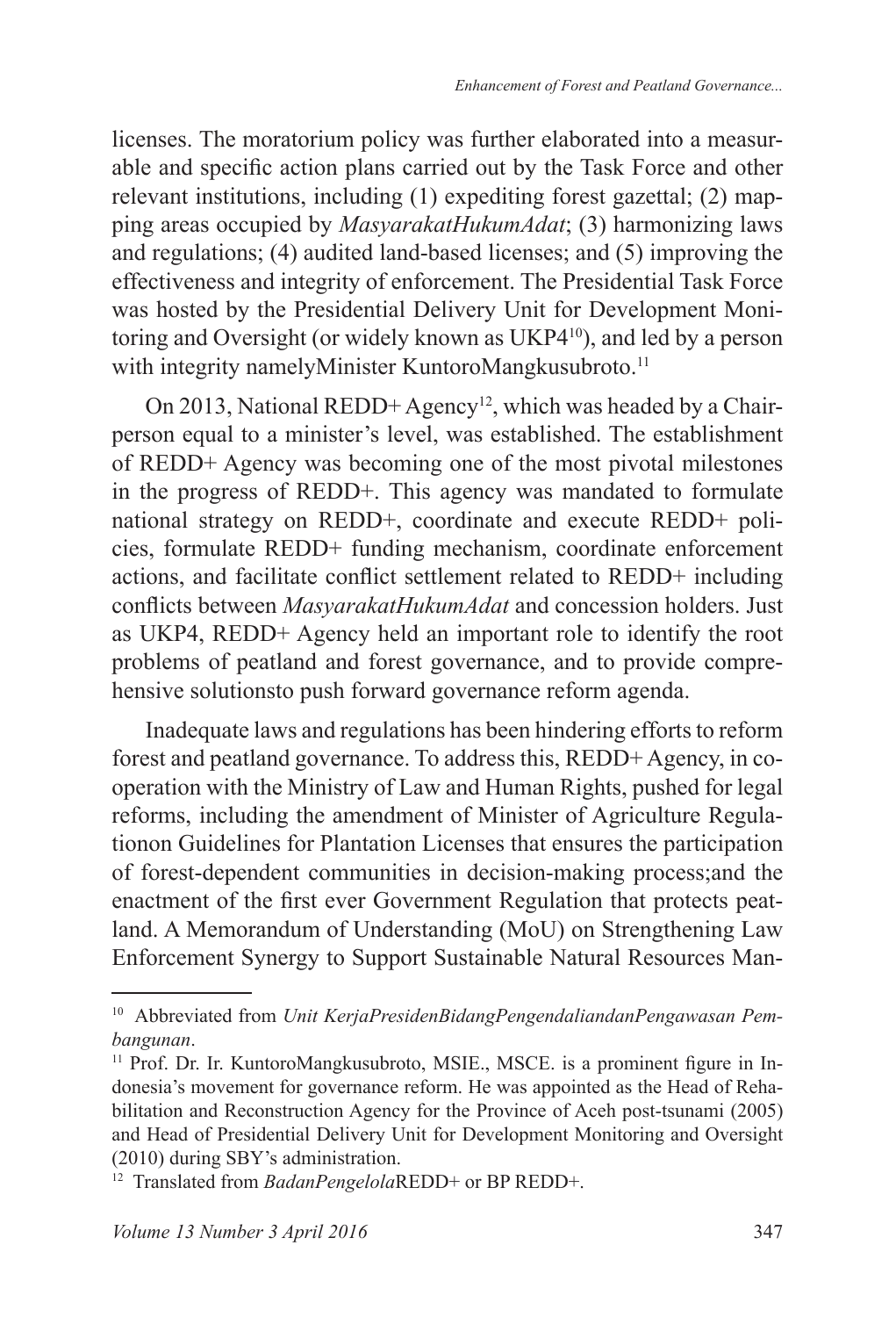licenses. The moratorium policy was further elaborated into a measurable and specific action plans carried out by the Task Force and other relevant institutions, including (1) expediting forest gazettal; (2) mapping areas occupied by *MasyarakatHukumAdat*; (3) harmonizing laws and regulations; (4) audited land-based licenses; and (5) improving the effectiveness and integrity of enforcement. The Presidential Task Force was hosted by the Presidential Delivery Unit for Development Monitoring and Oversight (or widely known as UKP4[10]), and led by a person with integrity namelyMinister KuntoroMangkusubroto.[11]

On 2013, National REDD+ Agency[12], which was headed by a Chairperson equal to a minister's level, was established. The establishment of REDD+ Agency was becoming one of the most pivotal milestones in the progress of REDD+. This agency was mandated to formulate national strategy on REDD+, coordinate and execute REDD+ policies, formulate REDD+ funding mechanism, coordinate enforcement actions, and facilitate conflict settlement related to REDD+ including conflicts between *MasyarakatHukumAdat* and concession holders. Just as UKP4, REDD+ Agency held an important role to identify the root problems of peatland and forest governance, and to provide comprehensive solutionsto push forward governance reform agenda.

Inadequate laws and regulations has been hindering efforts to reform forest and peatland governance. To address this, REDD+ Agency, in cooperation with the Ministry of Law and Human Rights, pushed for legal reforms, including the amendment of Minister of Agriculture Regulationon Guidelines for Plantation Licenses that ensures the participation of forest-dependent communities in decision-making process;and the enactment of the first ever Government Regulation that protects peatland. A Memorandum of Understanding (MoU) on Strengthening Law Enforcement Synergy to Support Sustainable Natural Resources Man-

---

[10] Abbreviated from *Unit KerjaPresidenBidangPengendaliandanPengawasan Pembangunan*.

[11] Prof. Dr. Ir. KuntoroMangkusubroto, MSIE., MSCE. is a prominent figure in Indonesia's movement for governance reform. He was appointed as the Head of Rehabilitation and Reconstruction Agency for the Province of Aceh post-tsunami (2005) and Head of Presidential Delivery Unit for Development Monitoring and Oversight (2010) during SBY's administration.

[12] Translated from *BadanPengelola*REDD+ or BP REDD+.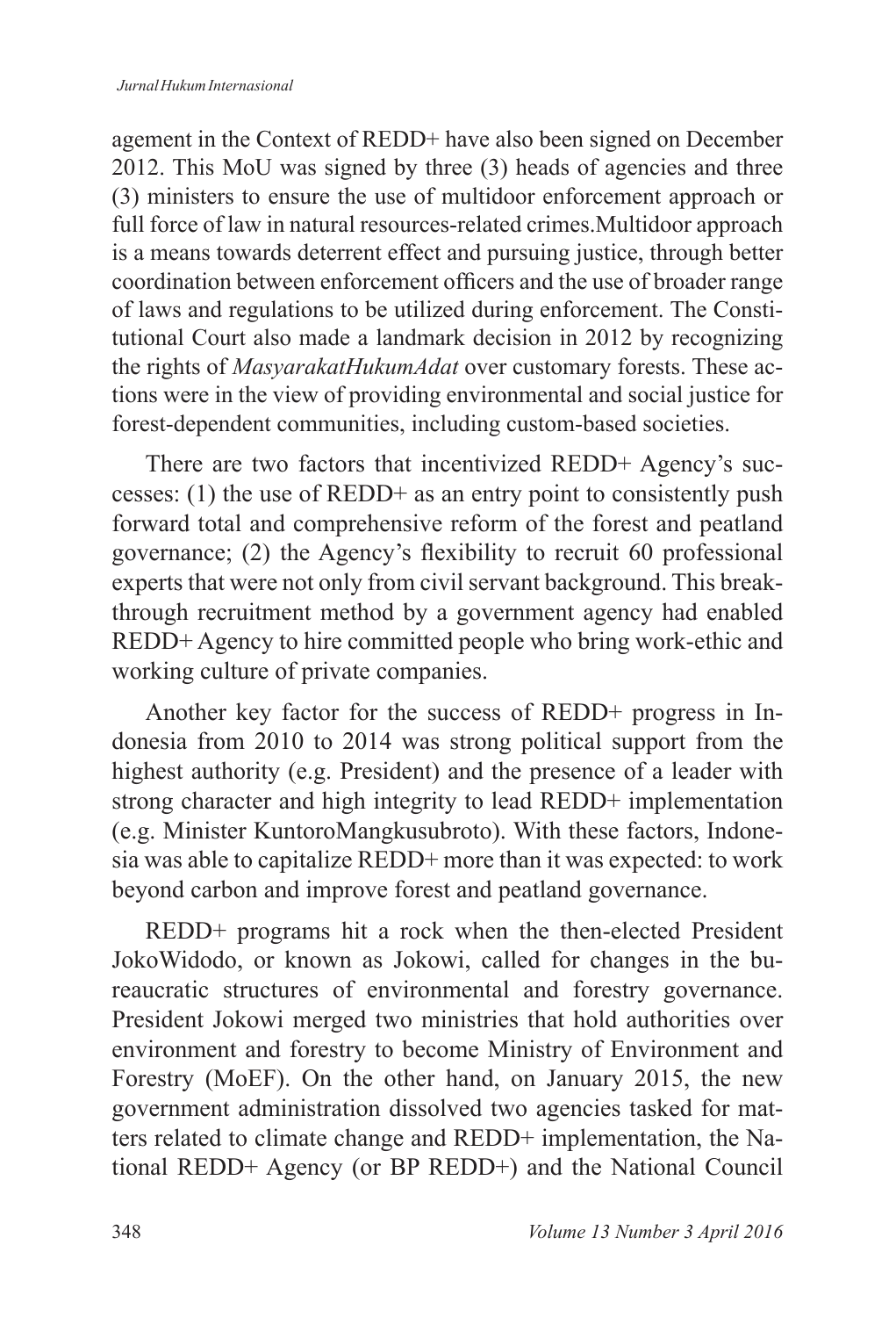agement in the Context of REDD+ have also been signed on December 2012. This MoU was signed by three (3) heads of agencies and three (3) ministers to ensure the use of multidoor enforcement approach or full force of law in natural resources-related crimes.Multidoor approach is a means towards deterrent effect and pursuing justice, through better coordination between enforcement officers and the use of broader range of laws and regulations to be utilized during enforcement. The Constitutional Court also made a landmark decision in 2012 by recognizing the rights of *MasyarakatHukumAdat* over customary forests. These actions were in the view of providing environmental and social justice for forest-dependent communities, including custom-based societies.

There are two factors that incentivized REDD+ Agency's successes: (1) the use of REDD+ as an entry point to consistently push forward total and comprehensive reform of the forest and peatland governance; (2) the Agency's flexibility to recruit 60 professional experts that were not only from civil servant background. This breakthrough recruitment method by a government agency had enabled REDD+ Agency to hire committed people who bring work-ethic and working culture of private companies.

Another key factor for the success of REDD+ progress in Indonesia from 2010 to 2014 was strong political support from the highest authority (e.g. President) and the presence of a leader with strong character and high integrity to lead REDD+ implementation (e.g. Minister KuntoroMangkusubroto). With these factors, Indonesia was able to capitalize REDD+ more than it was expected: to work beyond carbon and improve forest and peatland governance.

REDD+ programs hit a rock when the then-elected President JokoWidodo, or known as Jokowi, called for changes in the bureaucratic structures of environmental and forestry governance. President Jokowi merged two ministries that hold authorities over environment and forestry to become Ministry of Environment and Forestry (MoEF). On the other hand, on January 2015, the new government administration dissolved two agencies tasked for matters related to climate change and REDD+ implementation, the National REDD+ Agency (or BP REDD+) and the National Council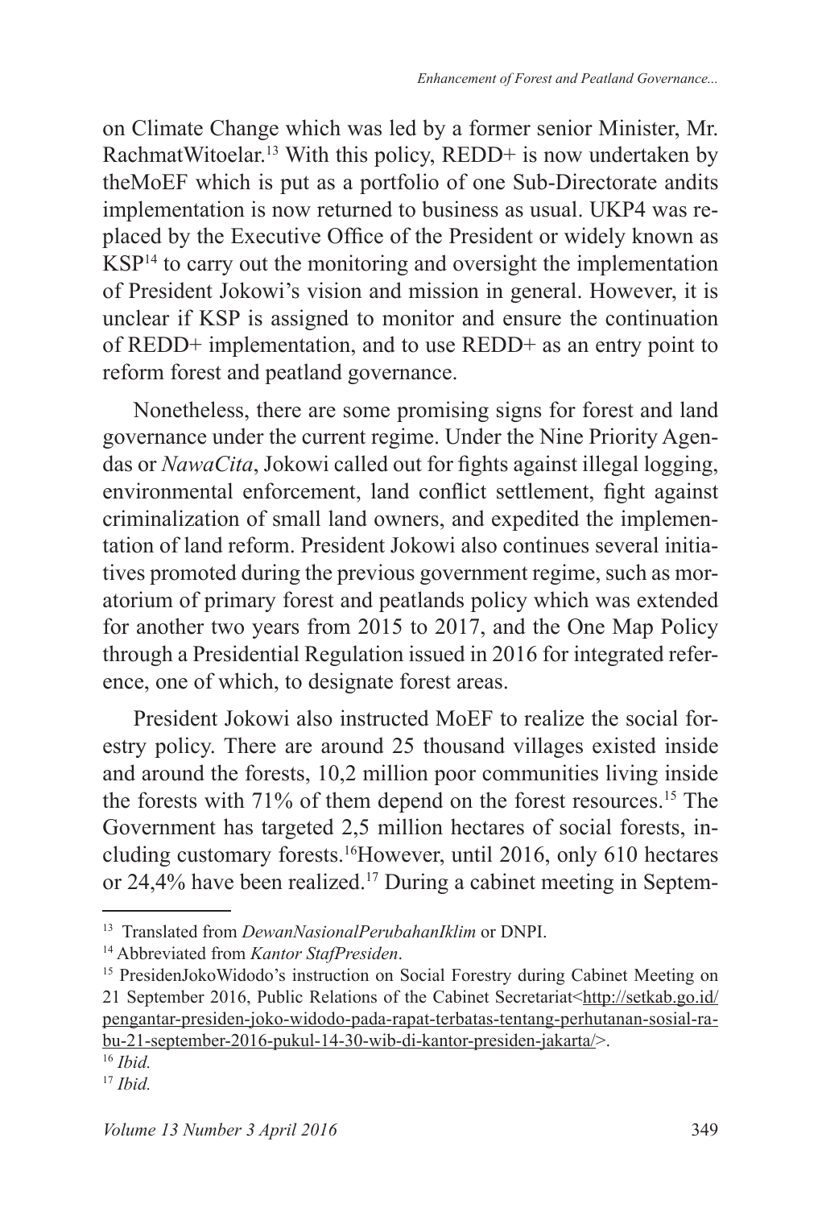on Climate Change which was led by a former senior Minister, Mr. RachmatWitoelar.[13] With this policy, REDD+ is now undertaken by theMoEF which is put as a portfolio of one Sub-Directorate andits implementation is now returned to business as usual. UKP4 was replaced by the Executive Office of the President or widely known as KSP[14] to carry out the monitoring and oversight the implementation of President Jokowi's vision and mission in general. However, it is unclear if KSP is assigned to monitor and ensure the continuation of REDD+ implementation, and to use REDD+ as an entry point to reform forest and peatland governance.

Nonetheless, there are some promising signs for forest and land governance under the current regime. Under the Nine Priority Agendas or *NawaCita*, Jokowi called out for fights against illegal logging, environmental enforcement, land conflict settlement, fight against criminalization of small land owners, and expedited the implementation of land reform. President Jokowi also continues several initiatives promoted during the previous government regime, such as moratorium of primary forest and peatlands policy which was extended for another two years from 2015 to 2017, and the One Map Policy through a Presidential Regulation issued in 2016 for integrated reference, one of which, to designate forest areas.

President Jokowi also instructed MoEF to realize the social forestry policy. There are around 25 thousand villages existed inside and around the forests, 10,2 million poor communities living inside the forests with 71% of them depend on the forest resources.[15] The Government has targeted 2,5 million hectares of social forests, including customary forests.[16]However, until 2016, only 610 hectares or 24,4% have been realized.[17] During a cabinet meeting in Septem-

---

[13] Translated from *DewanNasionalPerubahanIklim* or DNPI.

[14] Abbreviated from *Kantor StafPresiden*.

[15] PresidenJokoWidodo's instruction on Social Forestry during Cabinet Meeting on 21 September 2016, Public Relations of the Cabinet Secretariat<http://setkab.go.id/pengantar-presiden-joko-widodo-pada-rapat-terbatas-tentang-perhutanan-sosial-rabu-21-september-2016-pukul-14-30-wib-di-kantor-presiden-jakarta/>.

[16] *Ibid.*

[17] *Ibid.*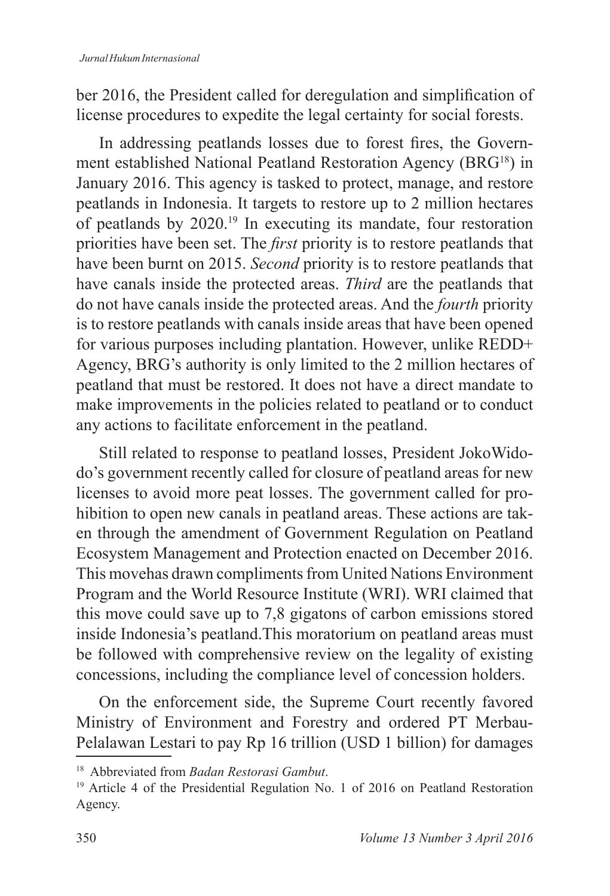ber 2016, the President called for deregulation and simplification of license procedures to expedite the legal certainty for social forests.

In addressing peatlands losses due to forest fires, the Government established National Peatland Restoration Agency (BRG[18]) in January 2016. This agency is tasked to protect, manage, and restore peatlands in Indonesia. It targets to restore up to 2 million hectares of peatlands by 2020.[19] In executing its mandate, four restoration priorities have been set. The *first* priority is to restore peatlands that have been burnt on 2015. *Second* priority is to restore peatlands that have canals inside the protected areas. *Third* are the peatlands that do not have canals inside the protected areas. And the *fourth* priority is to restore peatlands with canals inside areas that have been opened for various purposes including plantation. However, unlike REDD+ Agency, BRG's authority is only limited to the 2 million hectares of peatland that must be restored. It does not have a direct mandate to make improvements in the policies related to peatland or to conduct any actions to facilitate enforcement in the peatland.

Still related to response to peatland losses, President JokoWidodo's government recently called for closure of peatland areas for new licenses to avoid more peat losses. The government called for prohibition to open new canals in peatland areas. These actions are taken through the amendment of Government Regulation on Peatland Ecosystem Management and Protection enacted on December 2016. This movehas drawn compliments from United Nations Environment Program and the World Resource Institute (WRI). WRI claimed that this move could save up to 7,8 gigatons of carbon emissions stored inside Indonesia's peatland.This moratorium on peatland areas must be followed with comprehensive review on the legality of existing concessions, including the compliance level of concession holders.

On the enforcement side, the Supreme Court recently favored Ministry of Environment and Forestry and ordered PT Merbau-Pelalawan Lestari to pay Rp 16 trillion (USD 1 billion) for damages

---

[18] Abbreviated from *Badan Restorasi Gambut*.

[19] Article 4 of the Presidential Regulation No. 1 of 2016 on Peatland Restoration Agency.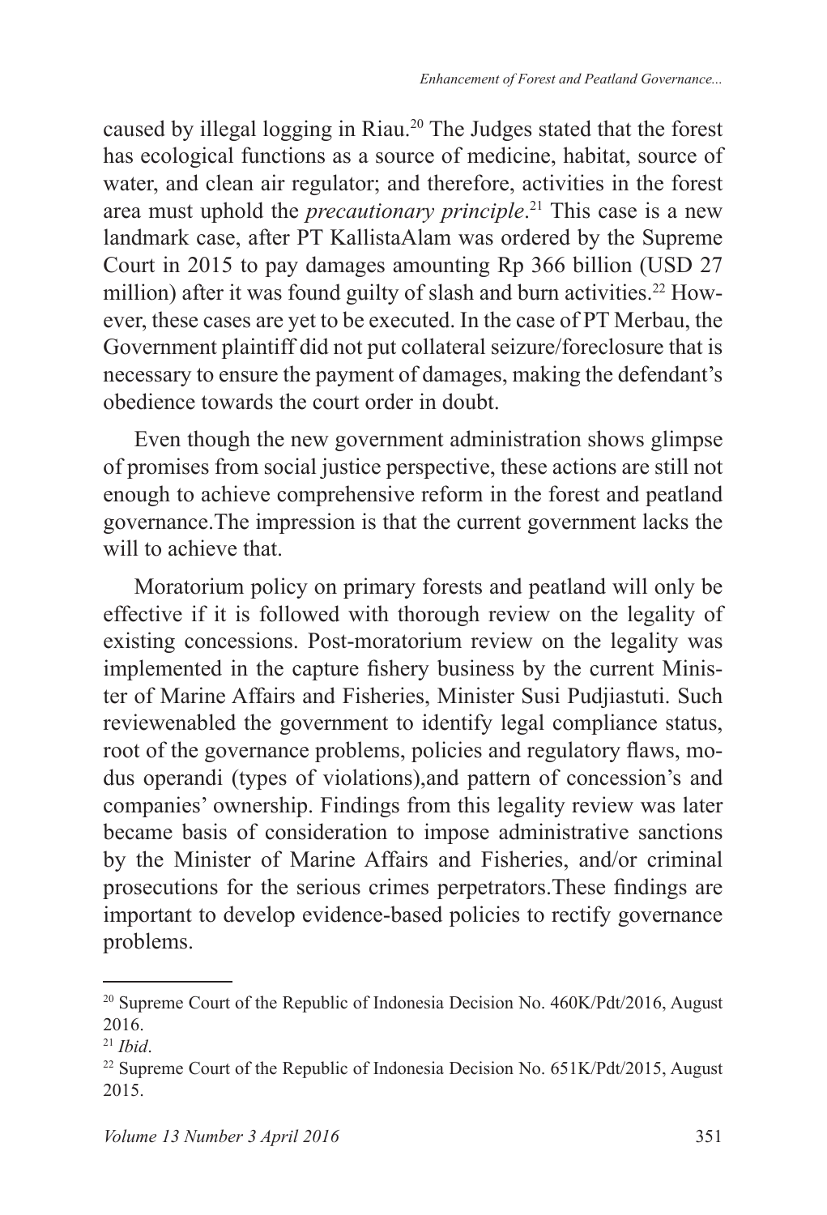caused by illegal logging in Riau.[20] The Judges stated that the forest has ecological functions as a source of medicine, habitat, source of water, and clean air regulator; and therefore, activities in the forest area must uphold the *precautionary principle*.[21] This case is a new landmark case, after PT KallistaAlam was ordered by the Supreme Court in 2015 to pay damages amounting Rp 366 billion (USD 27 million) after it was found guilty of slash and burn activities.[22] However, these cases are yet to be executed. In the case of PT Merbau, the Government plaintiff did not put collateral seizure/foreclosure that is necessary to ensure the payment of damages, making the defendant's obedience towards the court order in doubt.

Even though the new government administration shows glimpse of promises from social justice perspective, these actions are still not enough to achieve comprehensive reform in the forest and peatland governance.The impression is that the current government lacks the will to achieve that.

Moratorium policy on primary forests and peatland will only be effective if it is followed with thorough review on the legality of existing concessions. Post-moratorium review on the legality was implemented in the capture fishery business by the current Minister of Marine Affairs and Fisheries, Minister Susi Pudjiastuti. Such reviewenabled the government to identify legal compliance status, root of the governance problems, policies and regulatory flaws, modus operandi (types of violations),and pattern of concession's and companies' ownership. Findings from this legality review was later became basis of consideration to impose administrative sanctions by the Minister of Marine Affairs and Fisheries, and/or criminal prosecutions for the serious crimes perpetrators.These findings are important to develop evidence-based policies to rectify governance problems.

---

[20] Supreme Court of the Republic of Indonesia Decision No. 460K/Pdt/2016, August 2016.

[21] *Ibid*.

[22] Supreme Court of the Republic of Indonesia Decision No. 651K/Pdt/2015, August 2015.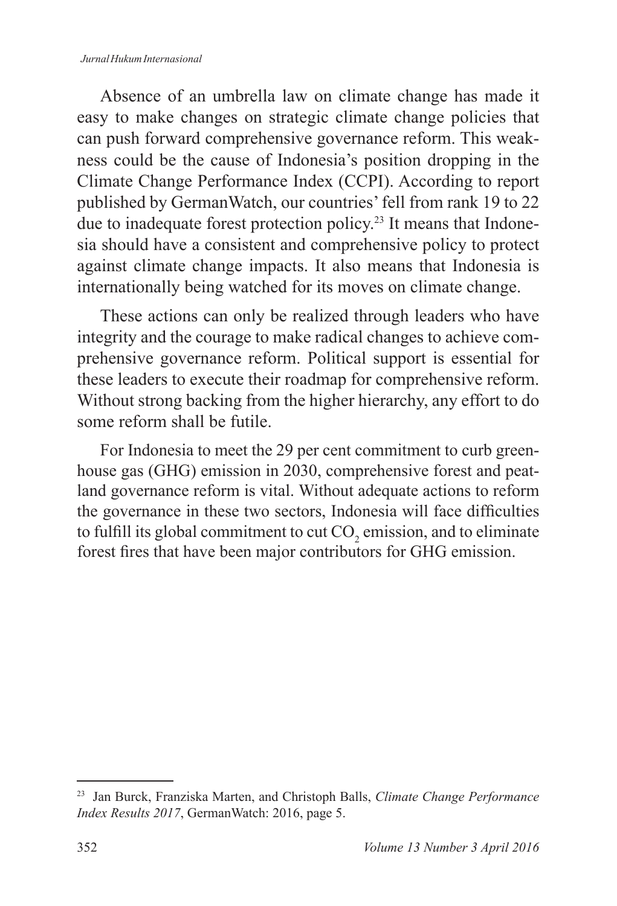Absence of an umbrella law on climate change has made it easy to make changes on strategic climate change policies that can push forward comprehensive governance reform. This weakness could be the cause of Indonesia's position dropping in the Climate Change Performance Index (CCPI). According to report published by GermanWatch, our countries' fell from rank 19 to 22 due to inadequate forest protection policy.[23] It means that Indonesia should have a consistent and comprehensive policy to protect against climate change impacts. It also means that Indonesia is internationally being watched for its moves on climate change.

These actions can only be realized through leaders who have integrity and the courage to make radical changes to achieve comprehensive governance reform. Political support is essential for these leaders to execute their roadmap for comprehensive reform. Without strong backing from the higher hierarchy, any effort to do some reform shall be futile.

For Indonesia to meet the 29 per cent commitment to curb greenhouse gas (GHG) emission in 2030, comprehensive forest and peatland governance reform is vital. Without adequate actions to reform the governance in these two sectors, Indonesia will face difficulties to fulfill its global commitment to cut $CO_2$ emission, and to eliminate forest fires that have been major contributors for GHG emission.

---

[23] Jan Burck, Franziska Marten, and Christoph Balls, *Climate Change Performance Index Results 2017*, GermanWatch: 2016, page 5.